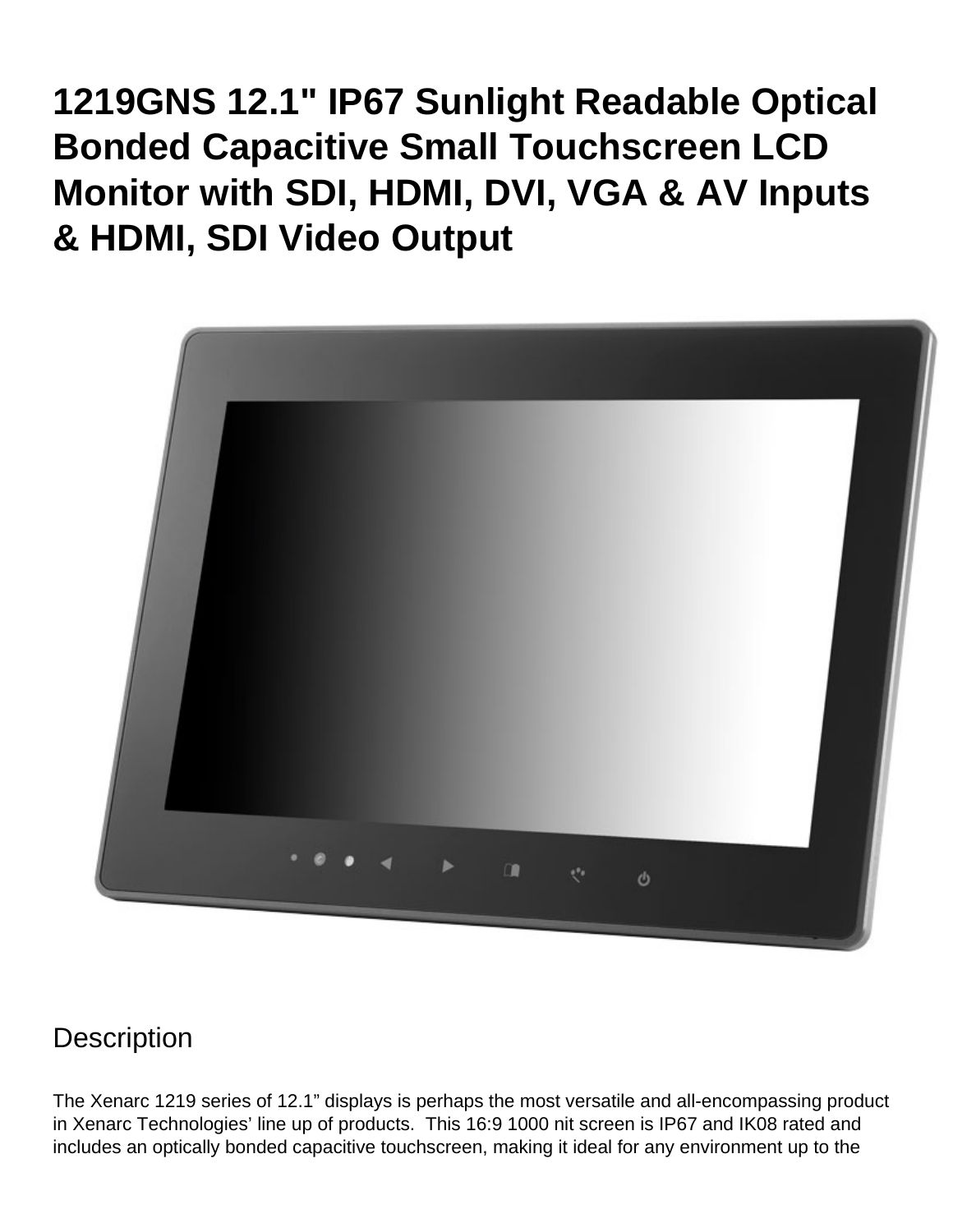# 1219GNS 12.1" IP67 Sunlight Readable Optical Bonded Capacitive Small Touchscreen LCD Monitor with SDI, HDMI, DVI, VGA & AV Inputs & HDMI, SDI Video Output

## Description

The Xenarc 1219 series of 12.1" displays is perhaps the most versatile and all-encompassing product in Xenarc Technologies' line up of products. This 16:9 1000 nit screen is IP67 and IK08 rated and includes an optically bonded capacitive touchscreen, making it ideal for any environment up to the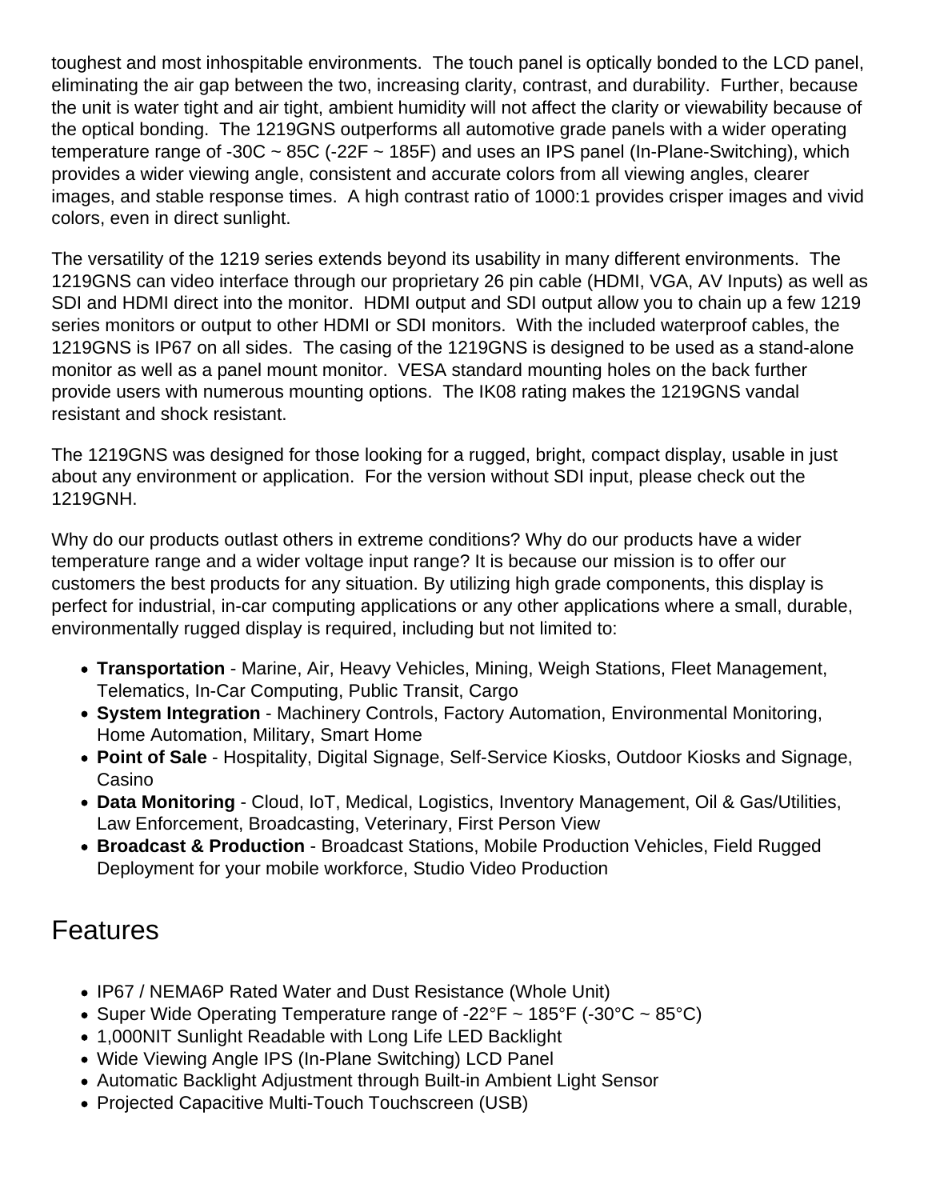toughest and most inhospitable environments. The touch panel is optically bonded to the LCD panel, eliminating the air gap between the two, increasing clarity, contrast, and durability. Further, because the unit is water tight and air tight, ambient humidity will not affect the clarity or viewability because of the optical bonding. The 1219GNS outperforms all automotive grade panels with a wider operating temperature range of -30C ~ 85C (-22F ~ 185F) and uses an IPS panel (In-Plane-Switching), which provides a wider viewing angle, consistent and accurate colors from all viewing angles, clearer images, and stable response times. A high contrast ratio of 1000:1 provides crisper images and vivid colors, even in direct sunlight.

The versatility of the 1219 series extends beyond its usability in many different environments. The 1219GNS can video interface through our proprietary 26 pin cable (HDMI, VGA, AV Inputs) as well as SDI and HDMI direct into the monitor. HDMI output and SDI output allow you to chain up a few 1219 series monitors or output to other HDMI or SDI monitors. With the included waterproof cables, the 1219GNS is IP67 on all sides. The casing of the 1219GNS is designed to be used as a stand-alone monitor as well as a panel mount monitor. VESA standard mounting holes on the back further provide users with numerous mounting options. The IK08 rating makes the 1219GNS vandal resistant and shock resistant.

The 1219GNS was designed for those looking for a rugged, bright, compact display, usable in just about any environment or application. For the version without SDI input, please check out the 1219GNH.

Why do our products outlast others in extreme conditions? Why do our products have a wider temperature range and a wider voltage input range? It is because our mission is to offer our customers the best products for any situation. By utilizing high grade components, this display is perfect for industrial, in-car computing applications or any other applications where a small, durable, environmentally rugged display is required, including but not limited to:

- **Transportation** - Marine, Air, Heavy Vehicles, Mining, Weigh Stations, Fleet Management, Telematics, In-Car Computing, Public Transit, Cargo
- **System Integration** - Machinery Controls, Factory Automation, Environmental Monitoring, Home Automation, Military, Smart Home
- **Point of Sale** - Hospitality, Digital Signage, Self-Service Kiosks, Outdoor Kiosks and Signage, Casino
- **Data Monitoring** - Cloud, IoT, Medical, Logistics, Inventory Management, Oil & Gas/Utilities, Law Enforcement, Broadcasting, Veterinary, First Person View
- **Broadcast & Production** - Broadcast Stations, Mobile Production Vehicles, Field Rugged Deployment for your mobile workforce, Studio Video Production

# Features

- IP67 / NEMA6P Rated Water and Dust Resistance (Whole Unit)
- Super Wide Operating Temperature range of -22°F ~ 185°F (-30°C ~ 85°C)
- 1,000NIT Sunlight Readable with Long Life LED Backlight
- Wide Viewing Angle IPS (In-Plane Switching) LCD Panel
- Automatic Backlight Adjustment through Built-in Ambient Light Sensor
- Projected Capacitive Multi-Touch Touchscreen (USB)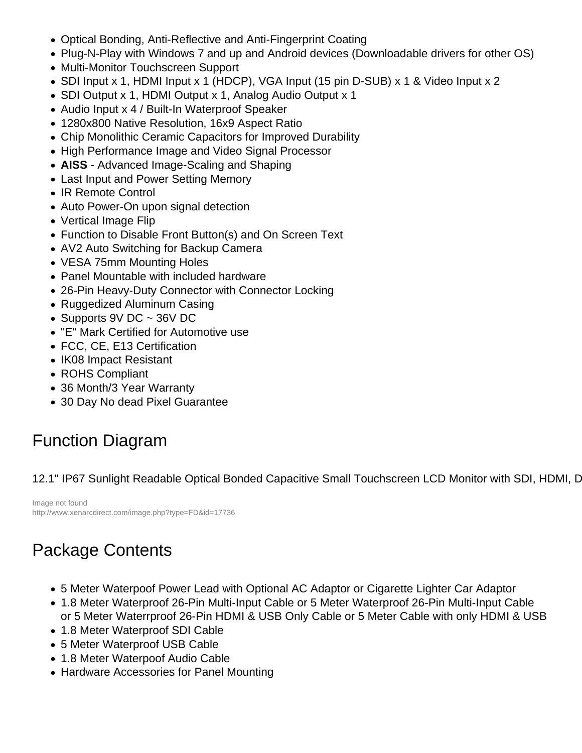- Optical Bonding, Anti-Reflective and Anti-Fingerprint Coating
- Plug-N-Play with Windows 7 and up and Android devices (Downloadable drivers for other OS)
- Multi-Monitor Touchscreen Support
- SDI Input x 1, HDMI Input x 1 (HDCP), VGA Input (15 pin D-SUB) x 1 & Video Input x 2
- SDI Output x 1, HDMI Output x 1, Analog Audio Output x 1
- Audio Input x 4 / Built-In Waterproof Speaker
- 1280x800 Native Resolution, 16x9 Aspect Ratio
- Chip Monolithic Ceramic Capacitors for Improved Durability
- High Performance Image and Video Signal Processor
- **AISS** - Advanced Image-Scaling and Shaping
- Last Input and Power Setting Memory
- IR Remote Control
- Auto Power-On upon signal detection
- Vertical Image Flip
- Function to Disable Front Button(s) and On Screen Text
- AV2 Auto Switching for Backup Camera
- VESA 75mm Mounting Holes
- Panel Mountable with included hardware
- 26-Pin Heavy-Duty Connector with Connector Locking
- Ruggedized Aluminum Casing
- Supports 9V DC ~ 36V DC
- "E" Mark Certified for Automotive use
- FCC, CE, E13 Certification
- IK08 Impact Resistant
- ROHS Compliant
- 36 Month/3 Year Warranty
- 30 Day No dead Pixel Guarantee

## Function Diagram

12.1" IP67 Sunlight Readable Optical Bonded Capacitive Small Touchscreen LCD Monitor with SDI, HDMI, D

Image not found
http://www.xenarcdirect.com/image.php?type=FD&id=17736

## Package Contents

- 5 Meter Waterpoof Power Lead with Optional AC Adaptor or Cigarette Lighter Car Adaptor
- 1.8 Meter Waterproof 26-Pin Multi-Input Cable or 5 Meter Waterproof 26-Pin Multi-Input Cable or 5 Meter Waterrproof 26-Pin HDMI & USB Only Cable or 5 Meter Cable with only HDMI & USB
- 1.8 Meter Waterproof SDI Cable
- 5 Meter Waterproof USB Cable
- 1.8 Meter Waterpoof Audio Cable
- Hardware Accessories for Panel Mounting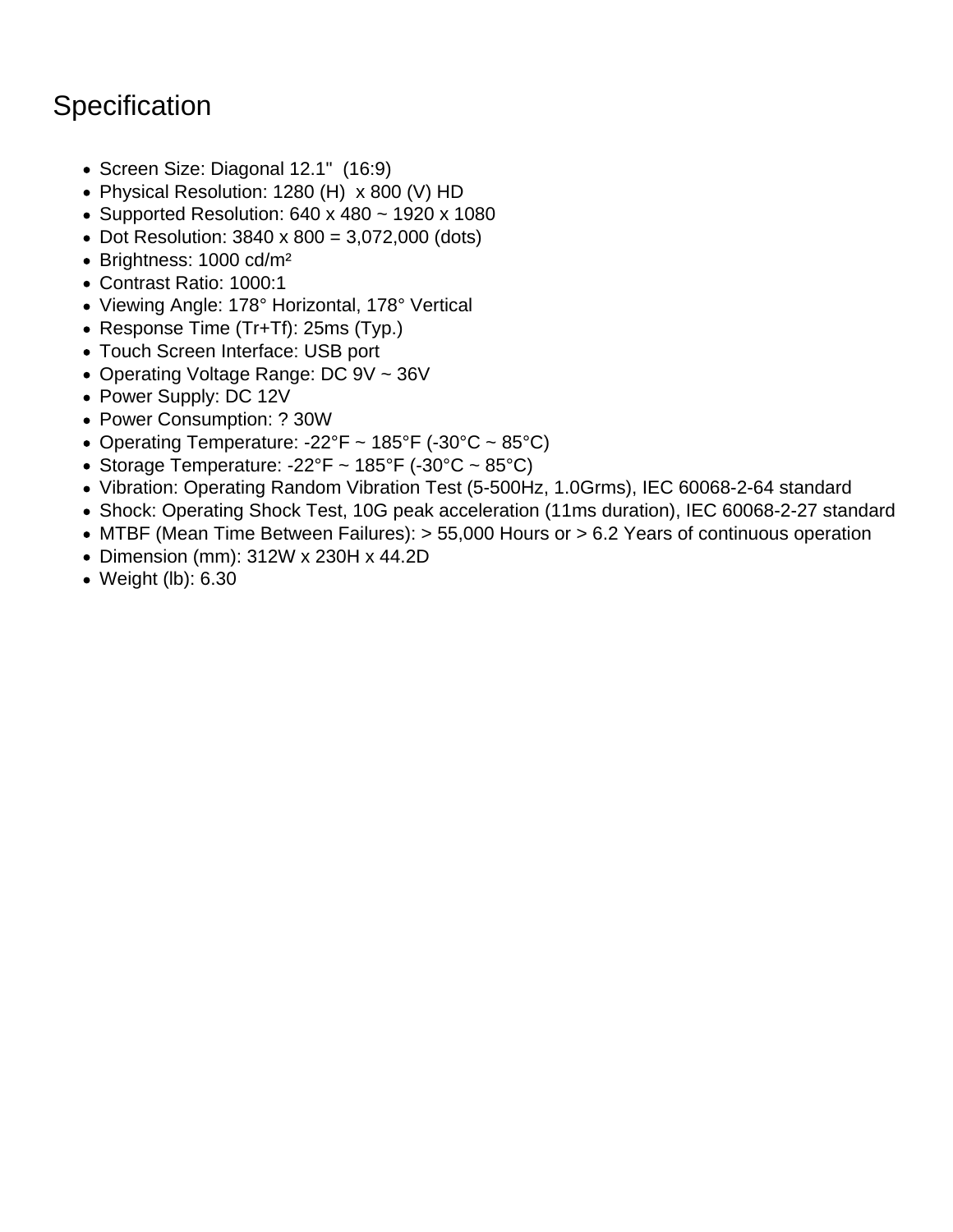## Specification

- Screen Size: Diagonal 12.1"  (16:9)
- Physical Resolution: 1280 (H)  x 800 (V) HD
- Supported Resolution: 640 x 480 ~ 1920 x 1080
- Dot Resolution: 3840 x 800 = 3,072,000 (dots)
- Brightness: 1000 cd/m²
- Contrast Ratio: 1000:1
- Viewing Angle: 178° Horizontal, 178° Vertical
- Response Time (Tr+Tf): 25ms (Typ.)
- Touch Screen Interface: USB port
- Operating Voltage Range: DC 9V ~ 36V
- Power Supply: DC 12V
- Power Consumption: ? 30W
- Operating Temperature: -22°F ~ 185°F (-30°C ~ 85°C)
- Storage Temperature: -22°F ~ 185°F (-30°C ~ 85°C)
- Vibration: Operating Random Vibration Test (5-500Hz, 1.0Grms), IEC 60068-2-64 standard
- Shock: Operating Shock Test, 10G peak acceleration (11ms duration), IEC 60068-2-27 standard
- MTBF (Mean Time Between Failures): > 55,000 Hours or > 6.2 Years of continuous operation
- Dimension (mm): 312W x 230H x 44.2D
- Weight (lb): 6.30